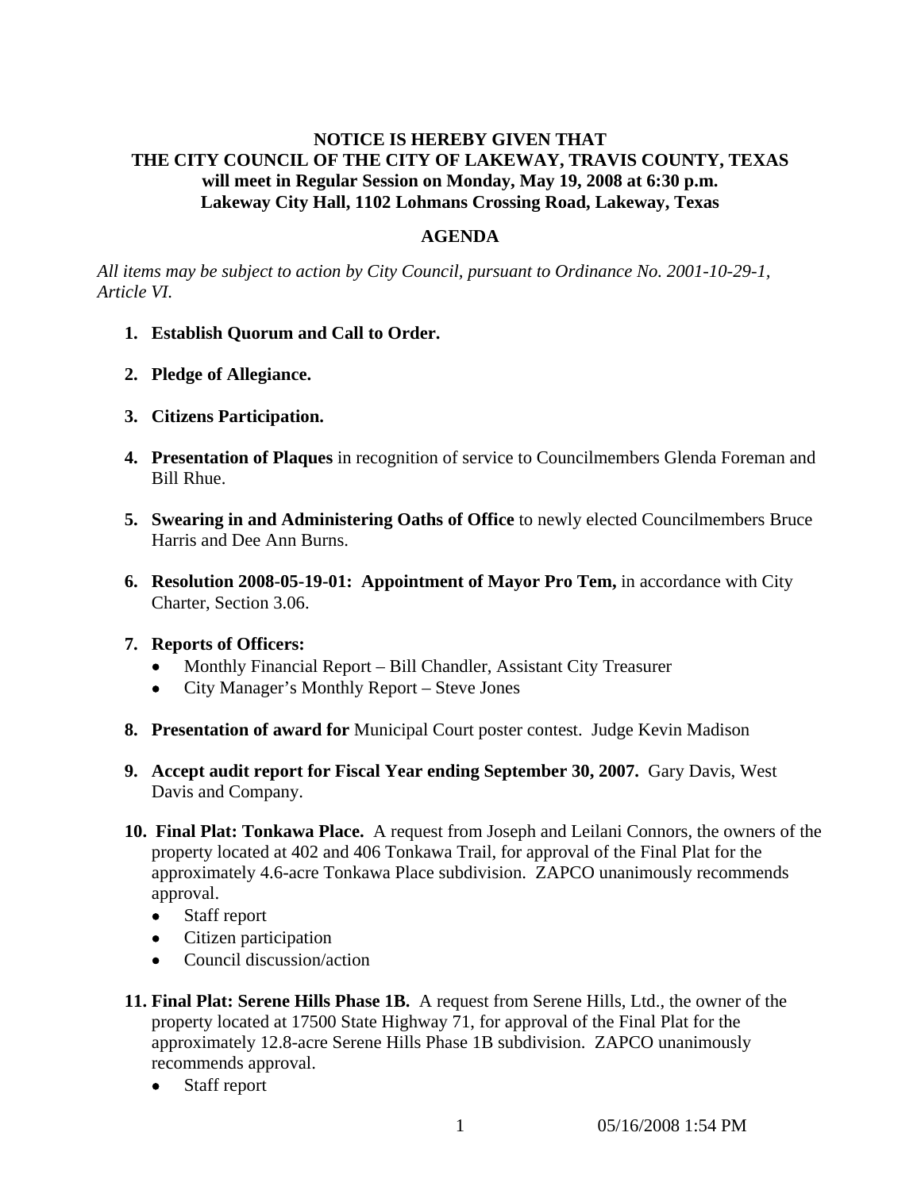**NOTICE IS HEREBY GIVEN THAT**
**THE CITY COUNCIL OF THE CITY OF LAKEWAY, TRAVIS COUNTY, TEXAS**
**will meet in Regular Session on Monday, May 19, 2008 at 6:30 p.m.**
**Lakeway City Hall, 1102 Lohmans Crossing Road, Lakeway, Texas**

## AGENDA

*All items may be subject to action by City Council, pursuant to Ordinance No. 2001-10-29-1, Article VI.*

1. **Establish Quorum and Call to Order.**

2. **Pledge of Allegiance.**

3. **Citizens Participation.**

4. **Presentation of Plaques** in recognition of service to Councilmembers Glenda Foreman and Bill Rhue.

5. **Swearing in and Administering Oaths of Office** to newly elected Councilmembers Bruce Harris and Dee Ann Burns.

6. **Resolution 2008-05-19-01: Appointment of Mayor Pro Tem,** in accordance with City Charter, Section 3.06.

7. **Reports of Officers:**
   - Monthly Financial Report – Bill Chandler, Assistant City Treasurer
   - City Manager's Monthly Report – Steve Jones

8. **Presentation of award for** Municipal Court poster contest. Judge Kevin Madison

9. **Accept audit report for Fiscal Year ending September 30, 2007.** Gary Davis, West Davis and Company.

10. **Final Plat: Tonkawa Place.** A request from Joseph and Leilani Connors, the owners of the property located at 402 and 406 Tonkawa Trail, for approval of the Final Plat for the approximately 4.6-acre Tonkawa Place subdivision. ZAPCO unanimously recommends approval.
    - Staff report
    - Citizen participation
    - Council discussion/action

11. **Final Plat: Serene Hills Phase 1B.** A request from Serene Hills, Ltd., the owner of the property located at 17500 State Highway 71, for approval of the Final Plat for the approximately 12.8-acre Serene Hills Phase 1B subdivision. ZAPCO unanimously recommends approval.
    - Staff report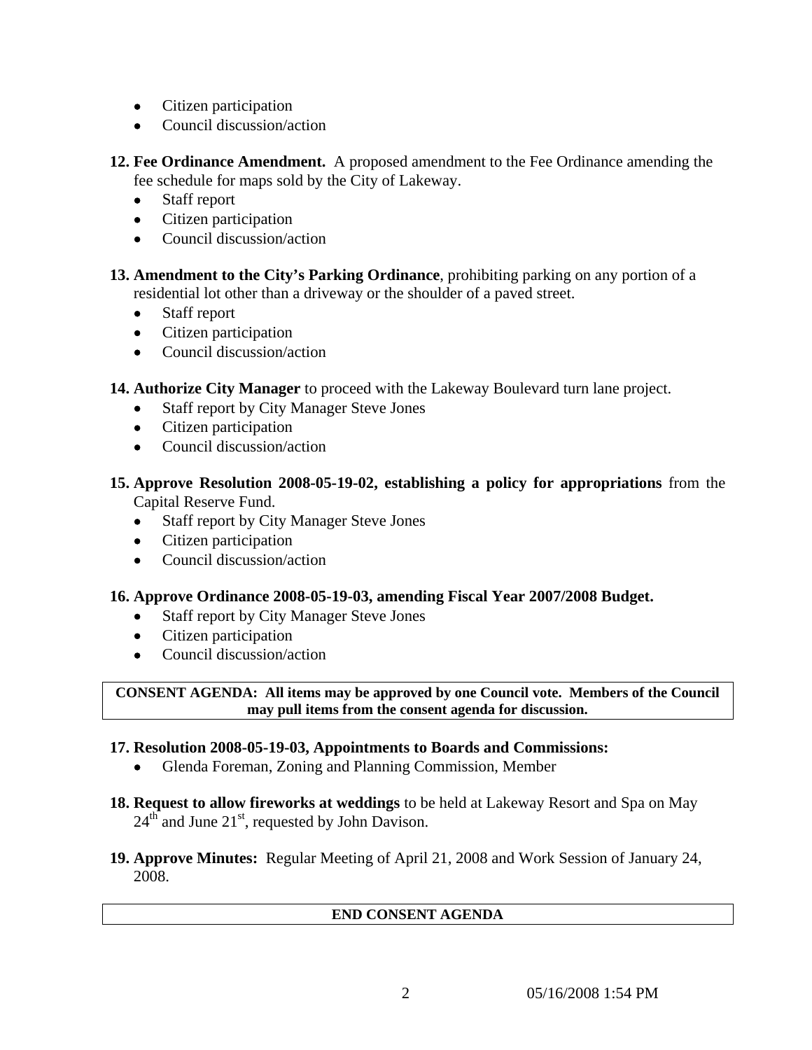- Citizen participation
- Council discussion/action

**12. Fee Ordinance Amendment.** A proposed amendment to the Fee Ordinance amending the fee schedule for maps sold by the City of Lakeway.

- Staff report
- Citizen participation
- Council discussion/action

**13. Amendment to the City's Parking Ordinance**, prohibiting parking on any portion of a residential lot other than a driveway or the shoulder of a paved street.

- Staff report
- Citizen participation
- Council discussion/action

**14. Authorize City Manager** to proceed with the Lakeway Boulevard turn lane project.

- Staff report by City Manager Steve Jones
- Citizen participation
- Council discussion/action

**15. Approve Resolution 2008-05-19-02, establishing a policy for appropriations** from the Capital Reserve Fund.

- Staff report by City Manager Steve Jones
- Citizen participation
- Council discussion/action

**16. Approve Ordinance 2008-05-19-03, amending Fiscal Year 2007/2008 Budget.**

- Staff report by City Manager Steve Jones
- Citizen participation
- Council discussion/action

**CONSENT AGENDA: All items may be approved by one Council vote. Members of the Council may pull items from the consent agenda for discussion.**

**17. Resolution 2008-05-19-03, Appointments to Boards and Commissions:**

- Glenda Foreman, Zoning and Planning Commission, Member

**18. Request to allow fireworks at weddings** to be held at Lakeway Resort and Spa on May 24th and June 21st, requested by John Davison.

**19. Approve Minutes:** Regular Meeting of April 21, 2008 and Work Session of January 24, 2008.

**END CONSENT AGENDA**

05/16/2008 1:54 PM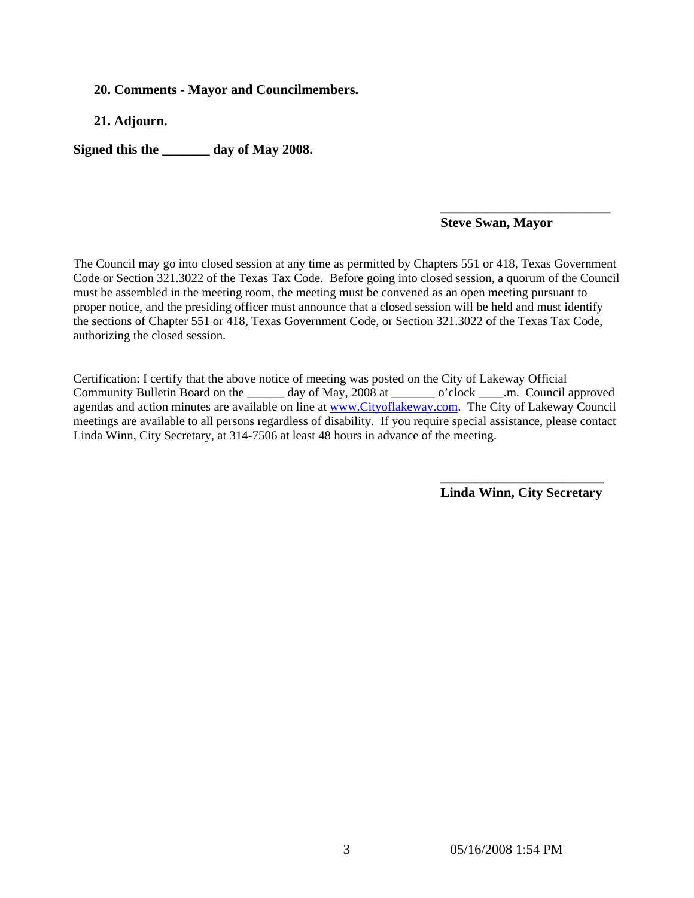**20. Comments - Mayor and Councilmembers.**

**21. Adjourn.**

**Signed this the _______ day of May 2008.**

**_________________________**
**Steve Swan, Mayor**

The Council may go into closed session at any time as permitted by Chapters 551 or 418, Texas Government Code or Section 321.3022 of the Texas Tax Code. Before going into closed session, a quorum of the Council must be assembled in the meeting room, the meeting must be convened as an open meeting pursuant to proper notice, and the presiding officer must announce that a closed session will be held and must identify the sections of Chapter 551 or 418, Texas Government Code, or Section 321.3022 of the Texas Tax Code, authorizing the closed session.

Certification: I certify that the above notice of meeting was posted on the City of Lakeway Official Community Bulletin Board on the ______ day of May, 2008 at _______ o'clock ____.m. Council approved agendas and action minutes are available on line at [www.Cityoflakeway.com](http://www.Cityoflakeway.com). The City of Lakeway Council meetings are available to all persons regardless of disability. If you require special assistance, please contact Linda Winn, City Secretary, at 314-7506 at least 48 hours in advance of the meeting.

**________________________**
**Linda Winn, City Secretary**

05/16/2008 1:54 PM